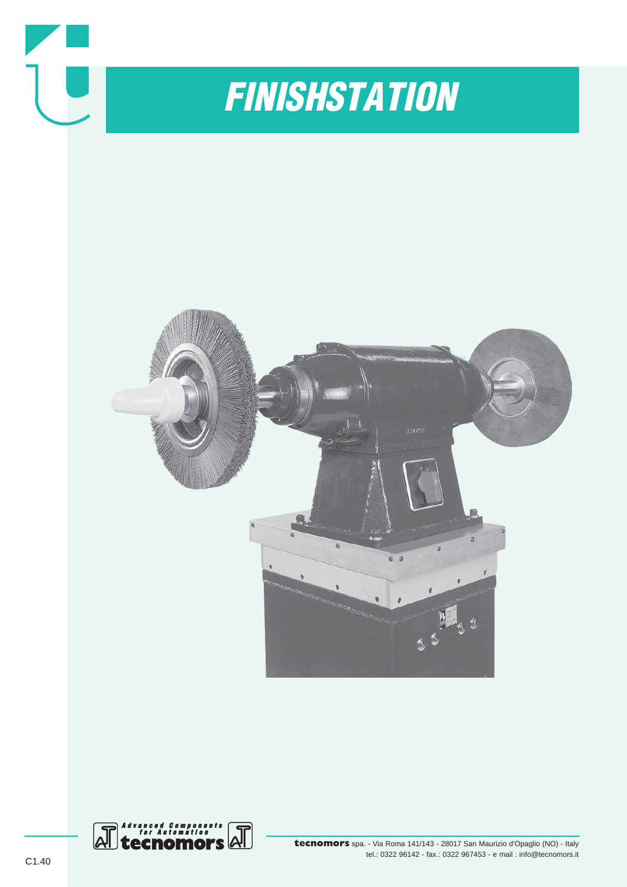# FINISHSTATION

Advanced Components for Automation

tecnomors

**tecnomors** spa. - Via Roma 141/143 - 28017 San Maurizio d'Opaglio (NO) - Italy
tel.: 0322 96142 - fax.: 0322 967453 - e mail : info@tecnomors.it

C1.40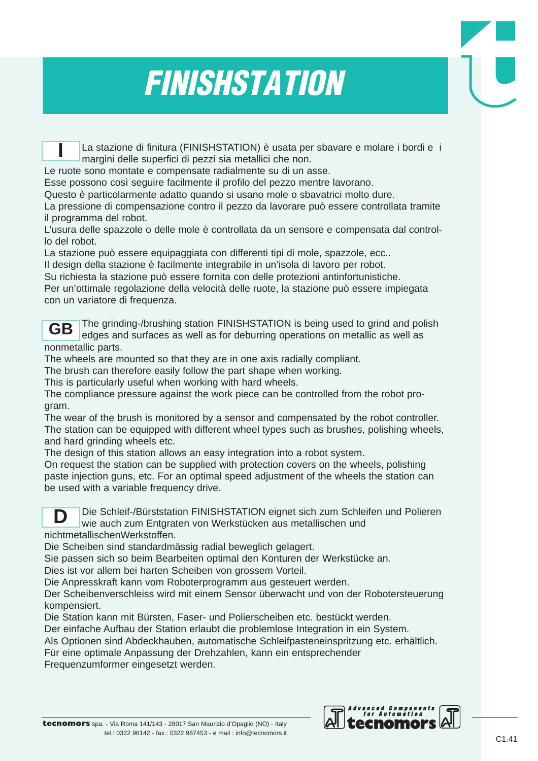# FINISHSTATION

**I** La stazione di finitura (FINISHSTATION) è usata per sbavare e molare i bordi e i margini delle superfici di pezzi sia metallici che non.
Le ruote sono montate e compensate radialmente su di un asse.
Esse possono così seguire facilmente il profilo del pezzo mentre lavorano.
Questo è particolarmente adatto quando si usano mole o sbavatrici molto dure.
La pressione di compensazione contro il pezzo da lavorare può essere controllata tramite il programma del robot.
L'usura delle spazzole o delle mole è controllata da un sensore e compensata dal controllo del robot.
La stazione può essere equipaggiata con differenti tipi di mole, spazzole, ecc..
Il design della stazione è facilmente integrabile in un'isola di lavoro per robot.
Su richiesta la stazione può essere fornita con delle protezioni antinfortunistiche.
Per un'ottimale regolazione della velocità delle ruote, la stazione può essere impiegata con un variatore di frequenza.

**GB** The grinding-/brushing station FINISHSTATION is being used to grind and polish edges and surfaces as well as for deburring operations on metallic as well as nonmetallic parts.
The wheels are mounted so that they are in one axis radially compliant.
The brush can therefore easily follow the part shape when working.
This is particularly useful when working with hard wheels.
The compliance pressure against the work piece can be controlled from the robot program.
The wear of the brush is monitored by a sensor and compensated by the robot controller.
The station can be equipped with different wheel types such as brushes, polishing wheels, and hard grinding wheels etc.
The design of this station allows an easy integration into a robot system.
On request the station can be supplied with protection covers on the wheels, polishing paste injection guns, etc. For an optimal speed adjustment of the wheels the station can be used with a variable frequency drive.

**D** Die Schleif-/Bürststation FINISHSTATION eignet sich zum Schleifen und Polieren wie auch zum Entgraten von Werkstücken aus metallischen und nichtmetallischenWerkstoffen.
Die Scheiben sind standardmässig radial beweglich gelagert.
Sie passen sich so beim Bearbeiten optimal den Konturen der Werkstücke an.
Dies ist vor allem bei harten Scheiben von grossem Vorteil.
Die Anpresskraft kann vom Roboterprogramm aus gesteuert werden.
Der Scheibenverschleiss wird mit einem Sensor überwacht und von der Robotersteuerung kompensiert.
Die Station kann mit Bürsten, Faser- und Polierscheiben etc. bestückt werden.
Der einfache Aufbau der Station erlaubt die problemlose Integration in ein System.
Als Optionen sind Abdeckhauben, automatische Schleifpasteneinspritzung etc. erhältlich.
Für eine optimale Anpassung der Drehzahlen, kann ein entsprechender Frequenzumformer eingesetzt werden.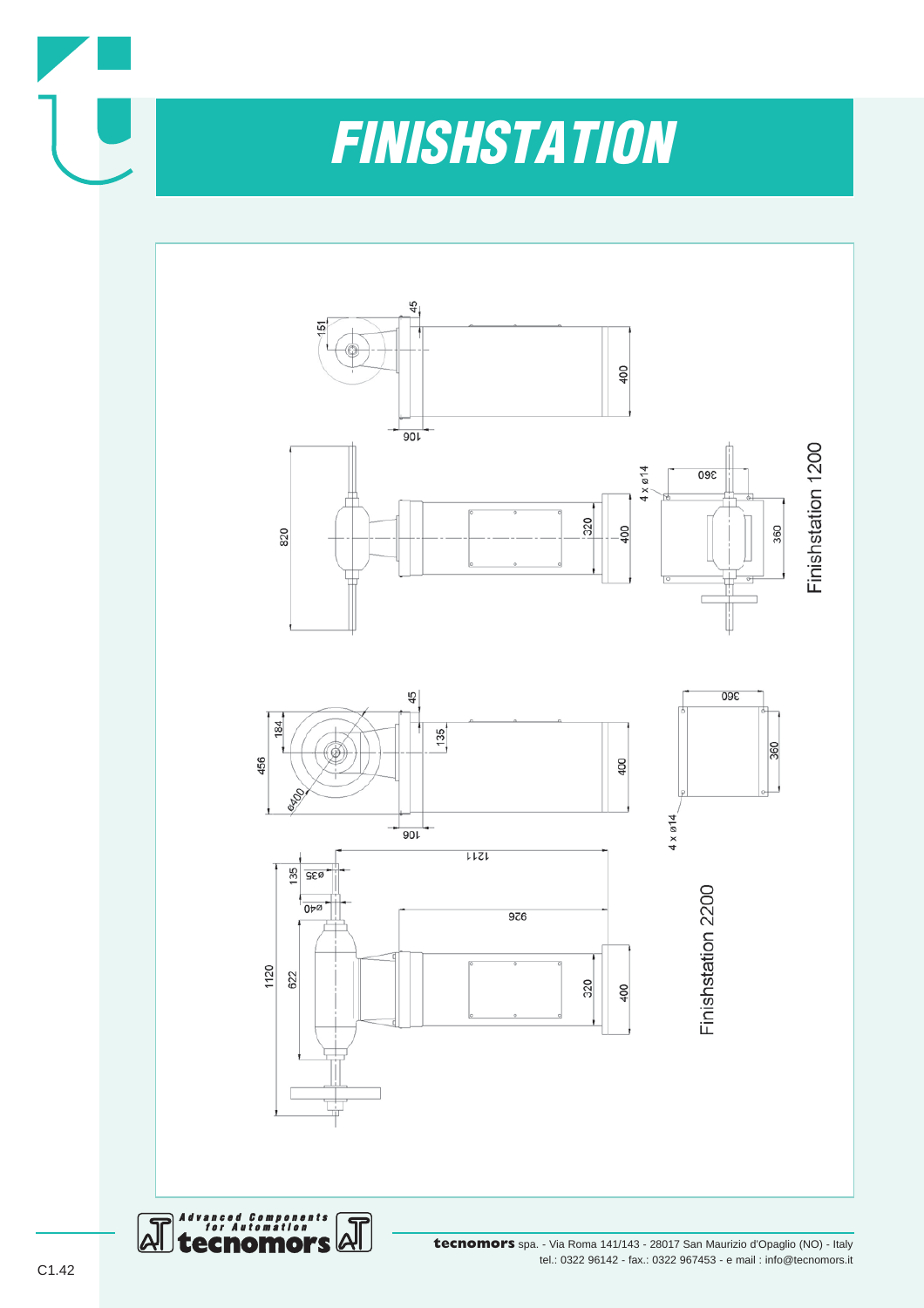# FINISHSTATION

Finishstation 1200

Finishstation 2200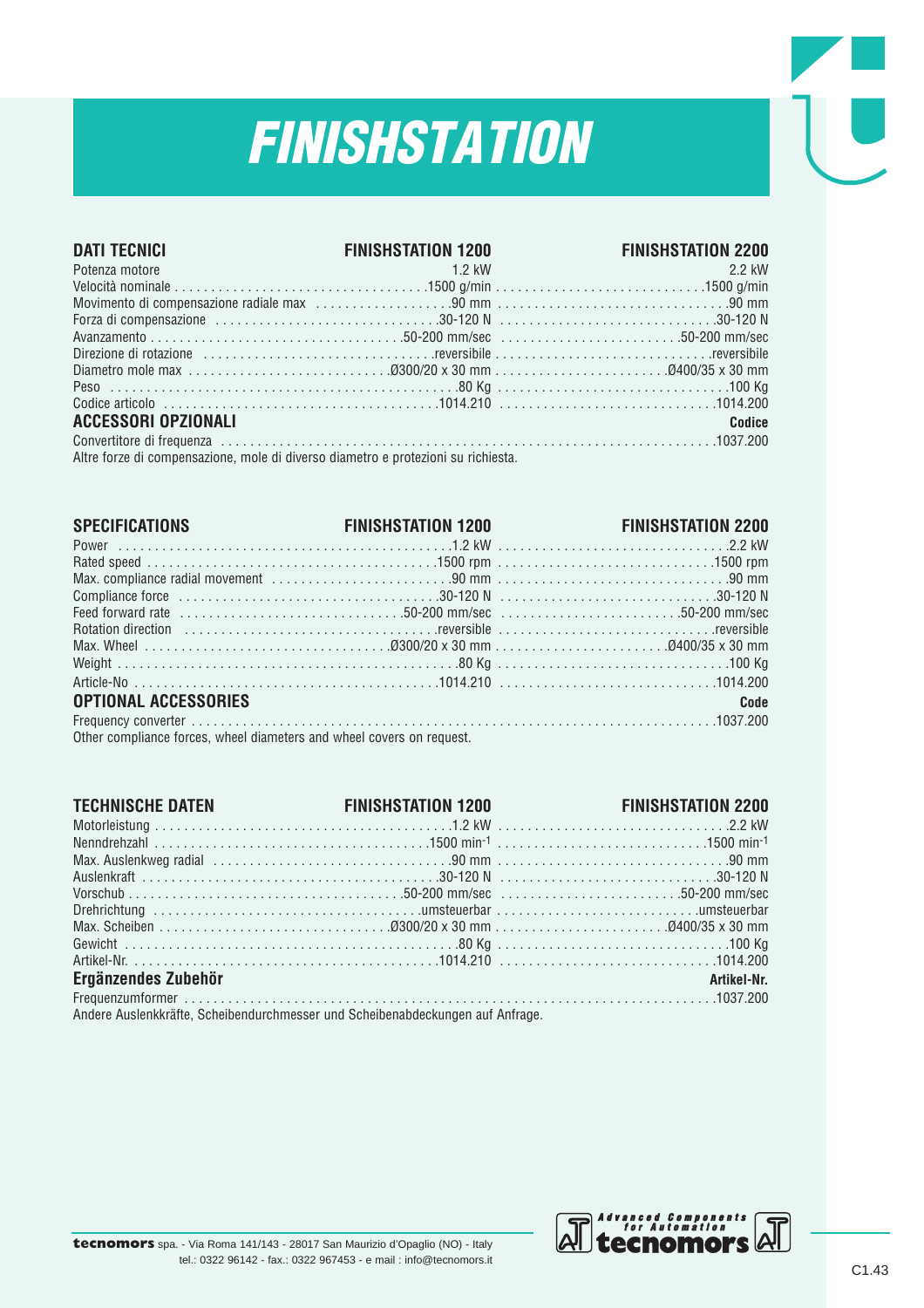# FINISHSTATION

| DATI TECNICI | FINISHSTATION 1200 | FINISHSTATION 2200 |
| --- | --- | --- |
| Potenza motore | 1.2 kW | 2.2 kW |
| Velocità nominale | 1500 g/min | 1500 g/min |
| Movimento di compensazione radiale max | 90 mm | 90 mm |
| Forza di compensazione | 30-120 N | 30-120 N |
| Avanzamento | 50-200 mm/sec | 50-200 mm/sec |
| Direzione di rotazione | reversibile | reversibile |
| Diametro mole max | Ø300/20 x 30 mm | Ø400/35 x 30 mm |
| Peso | 80 Kg | 100 Kg |
| Codice articolo | 1014.210 | 1014.200 |

| ACCESSORI OPZIONALI | Codice |
| --- | --- |
| Convertitore di frequenza | 1037.200 |

Altre forze di compensazione, mole di diverso diametro e protezioni su richiesta.

| SPECIFICATIONS | FINISHSTATION 1200 | FINISHSTATION 2200 |
| --- | --- | --- |
| Power | 1.2 kW | 2.2 kW |
| Rated speed | 1500 rpm | 1500 rpm |
| Max. compliance radial movement | 90 mm | 90 mm |
| Compliance force | 30-120 N | 30-120 N |
| Feed forward rate | 50-200 mm/sec | 50-200 mm/sec |
| Rotation direction | reversible | reversible |
| Max. Wheel | Ø300/20 x 30 mm | Ø400/35 x 30 mm |
| Weight | 80 Kg | 100 Kg |
| Article-No | 1014.210 | 1014.200 |

| OPTIONAL ACCESSORIES | Code |
| --- | --- |
| Frequency converter | 1037.200 |

Other compliance forces, wheel diameters and wheel covers on request.

| TECHNISCHE DATEN | FINISHSTATION 1200 | FINISHSTATION 2200 |
| --- | --- | --- |
| Motorleistung | 1.2 kW | 2.2 kW |
| Nenndrehzahl | 1500 $min^{-1}$ | 1500 $min^{-1}$ |
| Max. Auslenkweg radial | 90 mm | 90 mm |
| Auslenkraft | 30-120 N | 30-120 N |
| Vorschub | 50-200 mm/sec | 50-200 mm/sec |
| Drehrichtung | umsteuerbar | umsteuerbar |
| Max. Scheiben | Ø300/20 x 30 mm | Ø400/35 x 30 mm |
| Gewicht | 80 Kg | 100 Kg |
| Artikel-Nr. | 1014.210 | 1014.200 |

| Ergänzendes Zubehör | Artikel-Nr. |
| --- | --- |
| Frequenzumformer | 1037.200 |

Andere Auslenkkräfte, Scheibendurchmesser und Scheibenabdeckungen auf Anfrage.

**tecnomors** spa. - Via Roma 141/143 - 28017 San Maurizio d'Opaglio (NO) - Italy
tel.: 0322 96142 - fax.: 0322 967453 - e mail : info@tecnomors.it

Advanced Components for Automation tecnomors